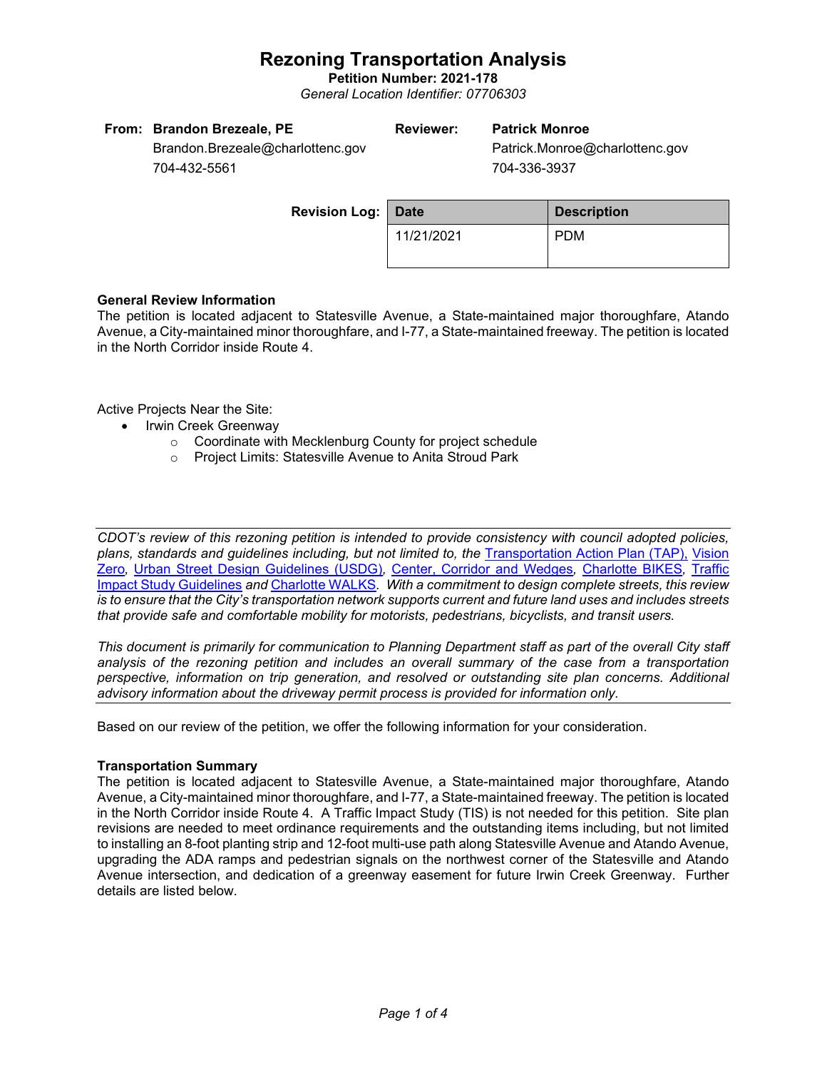# Rezoning Transportation Analysis

**Petition Number: 2021-178**

*General Location Identifier: 07706303*

| | | | |
|---|---|---|---|
| **From:** | **Brandon Brezeale, PE** | **Reviewer:** | **Patrick Monroe** |
| | Brandon.Brezeale@charlottenc.gov | | Patrick.Monroe@charlottenc.gov |
| | 704-432-5561 | | 704-336-3937 |

**Revision Log:**

| Date | Description |
|---|---|
| 11/21/2021 | PDM |

**General Review Information**

The petition is located adjacent to Statesville Avenue, a State-maintained major thoroughfare, Atando Avenue, a City-maintained minor thoroughfare, and I-77, a State-maintained freeway. The petition is located in the North Corridor inside Route 4.

Active Projects Near the Site:

- Irwin Creek Greenway
  - Coordinate with Mecklenburg County for project schedule
  - Project Limits: Statesville Avenue to Anita Stroud Park

---

*CDOT's review of this rezoning petition is intended to provide consistency with council adopted policies, plans, standards and guidelines including, but not limited to, the* Transportation Action Plan (TAP), Vision Zero*,* Urban Street Design Guidelines (USDG)*,* Center, Corridor and Wedges*,* Charlotte BIKES*,* Traffic Impact Study Guidelines *and* Charlotte WALKS*. With a commitment to design complete streets, this review is to ensure that the City's transportation network supports current and future land uses and includes streets that provide safe and comfortable mobility for motorists, pedestrians, bicyclists, and transit users.*

*This document is primarily for communication to Planning Department staff as part of the overall City staff analysis of the rezoning petition and includes an overall summary of the case from a transportation perspective, information on trip generation, and resolved or outstanding site plan concerns. Additional advisory information about the driveway permit process is provided for information only.*

---

Based on our review of the petition, we offer the following information for your consideration.

**Transportation Summary**

The petition is located adjacent to Statesville Avenue, a State-maintained major thoroughfare, Atando Avenue, a City-maintained minor thoroughfare, and I-77, a State-maintained freeway. The petition is located in the North Corridor inside Route 4. A Traffic Impact Study (TIS) is not needed for this petition. Site plan revisions are needed to meet ordinance requirements and the outstanding items including, but not limited to installing an 8-foot planting strip and 12-foot multi-use path along Statesville Avenue and Atando Avenue, upgrading the ADA ramps and pedestrian signals on the northwest corner of the Statesville and Atando Avenue intersection, and dedication of a greenway easement for future Irwin Creek Greenway. Further details are listed below.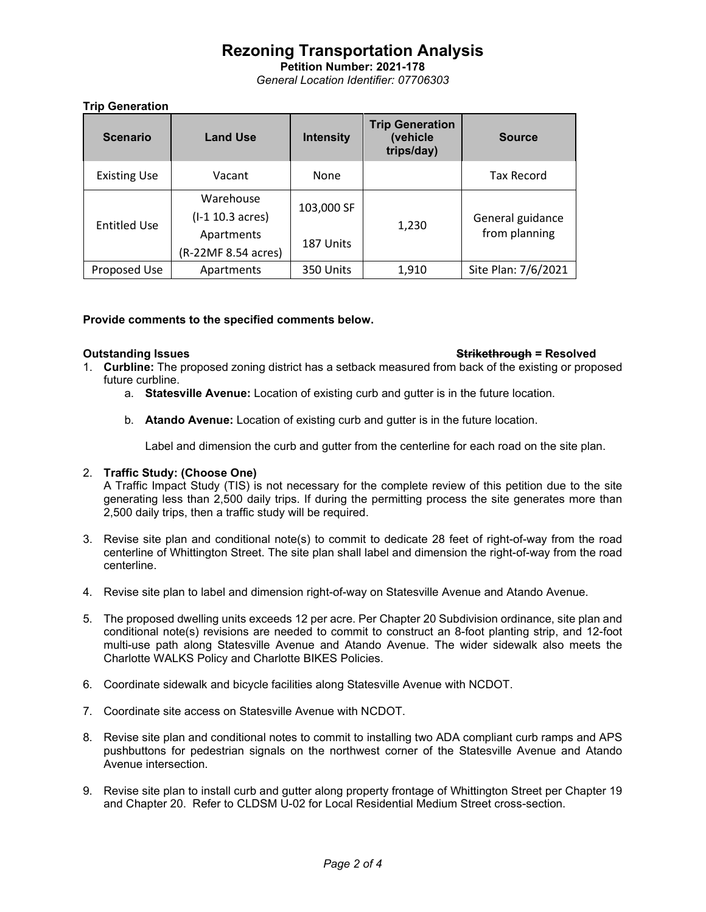# Rezoning Transportation Analysis

**Petition Number: 2021-178**

*General Location Identifier: 07706303*

**Trip Generation**

| Scenario | Land Use | Intensity | Trip Generation (vehicle trips/day) | Source |
|---|---|---|---|---|
| Existing Use | Vacant | None | | Tax Record |
| Entitled Use | Warehouse (I-1 10.3 acres) Apartments (R-22MF 8.54 acres) | 103,000 SF 187 Units | 1,230 | General guidance from planning |
| Proposed Use | Apartments | 350 Units | 1,910 | Site Plan: 7/6/2021 |

**Provide comments to the specified comments below.**

**Outstanding Issues** **~~Strikethrough~~ = Resolved**

1. **Curbline:** The proposed zoning district has a setback measured from back of the existing or proposed future curbline.
   a. **Statesville Avenue:** Location of existing curb and gutter is in the future location.
   b. **Atando Avenue:** Location of existing curb and gutter is in the future location.

   Label and dimension the curb and gutter from the centerline for each road on the site plan.

2. **Traffic Study: (Choose One)**
   A Traffic Impact Study (TIS) is not necessary for the complete review of this petition due to the site generating less than 2,500 daily trips. If during the permitting process the site generates more than 2,500 daily trips, then a traffic study will be required.

3. Revise site plan and conditional note(s) to commit to dedicate 28 feet of right-of-way from the road centerline of Whittington Street. The site plan shall label and dimension the right-of-way from the road centerline.

4. Revise site plan to label and dimension right-of-way on Statesville Avenue and Atando Avenue.

5. The proposed dwelling units exceeds 12 per acre. Per Chapter 20 Subdivision ordinance, site plan and conditional note(s) revisions are needed to commit to construct an 8-foot planting strip, and 12-foot multi-use path along Statesville Avenue and Atando Avenue. The wider sidewalk also meets the Charlotte WALKS Policy and Charlotte BIKES Policies.

6. Coordinate sidewalk and bicycle facilities along Statesville Avenue with NCDOT.

7. Coordinate site access on Statesville Avenue with NCDOT.

8. Revise site plan and conditional notes to commit to installing two ADA compliant curb ramps and APS pushbuttons for pedestrian signals on the northwest corner of the Statesville Avenue and Atando Avenue intersection.

9. Revise site plan to install curb and gutter along property frontage of Whittington Street per Chapter 19 and Chapter 20. Refer to CLDSM U-02 for Local Residential Medium Street cross-section.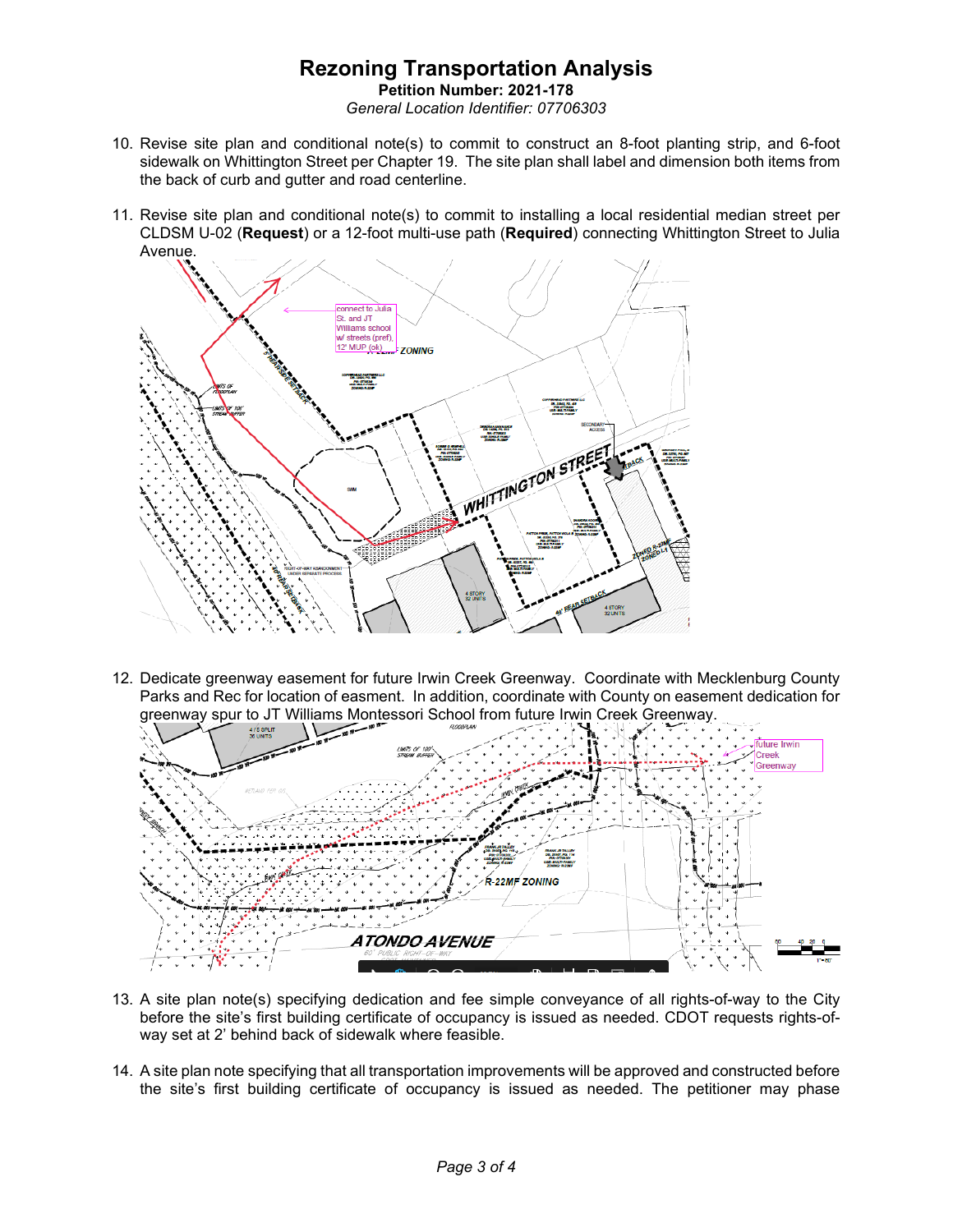# Rezoning Transportation Analysis

**Petition Number: 2021-178**

*General Location Identifier: 07706303*

10. Revise site plan and conditional note(s) to commit to construct an 8-foot planting strip, and 6-foot sidewalk on Whittington Street per Chapter 19. The site plan shall label and dimension both items from the back of curb and gutter and road centerline.

11. Revise site plan and conditional note(s) to commit to installing a local residential median street per CLDSM U-02 (**Request**) or a 12-foot multi-use path (**Required**) connecting Whittington Street to Julia Avenue.

12. Dedicate greenway easement for future Irwin Creek Greenway. Coordinate with Mecklenburg County Parks and Rec for location of easment. In addition, coordinate with County on easement dedication for greenway spur to JT Williams Montessori School from future Irwin Creek Greenway.

13. A site plan note(s) specifying dedication and fee simple conveyance of all rights-of-way to the City before the site's first building certificate of occupancy is issued as needed. CDOT requests rights-of-way set at 2' behind back of sidewalk where feasible.

14. A site plan note specifying that all transportation improvements will be approved and constructed before the site's first building certificate of occupancy is issued as needed. The petitioner may phase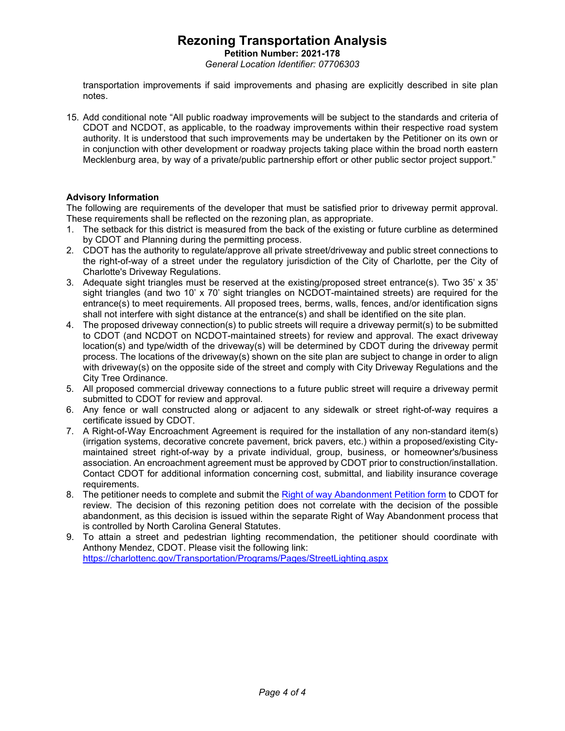transportation improvements if said improvements and phasing are explicitly described in site plan notes.

15. Add conditional note "All public roadway improvements will be subject to the standards and criteria of CDOT and NCDOT, as applicable, to the roadway improvements within their respective road system authority. It is understood that such improvements may be undertaken by the Petitioner on its own or in conjunction with other development or roadway projects taking place within the broad north eastern Mecklenburg area, by way of a private/public partnership effort or other public sector project support."

**Advisory Information**

The following are requirements of the developer that must be satisfied prior to driveway permit approval. These requirements shall be reflected on the rezoning plan, as appropriate.

1. The setback for this district is measured from the back of the existing or future curbline as determined by CDOT and Planning during the permitting process.
2. CDOT has the authority to regulate/approve all private street/driveway and public street connections to the right-of-way of a street under the regulatory jurisdiction of the City of Charlotte, per the City of Charlotte's Driveway Regulations.
3. Adequate sight triangles must be reserved at the existing/proposed street entrance(s). Two 35' x 35' sight triangles (and two 10' x 70' sight triangles on NCDOT-maintained streets) are required for the entrance(s) to meet requirements. All proposed trees, berms, walls, fences, and/or identification signs shall not interfere with sight distance at the entrance(s) and shall be identified on the site plan.
4. The proposed driveway connection(s) to public streets will require a driveway permit(s) to be submitted to CDOT (and NCDOT on NCDOT-maintained streets) for review and approval. The exact driveway location(s) and type/width of the driveway(s) will be determined by CDOT during the driveway permit process. The locations of the driveway(s) shown on the site plan are subject to change in order to align with driveway(s) on the opposite side of the street and comply with City Driveway Regulations and the City Tree Ordinance.
5. All proposed commercial driveway connections to a future public street will require a driveway permit submitted to CDOT for review and approval.
6. Any fence or wall constructed along or adjacent to any sidewalk or street right-of-way requires a certificate issued by CDOT.
7. A Right-of-Way Encroachment Agreement is required for the installation of any non-standard item(s) (irrigation systems, decorative concrete pavement, brick pavers, etc.) within a proposed/existing City-maintained street right-of-way by a private individual, group, business, or homeowner's/business association. An encroachment agreement must be approved by CDOT prior to construction/installation. Contact CDOT for additional information concerning cost, submittal, and liability insurance coverage requirements.
8. The petitioner needs to complete and submit the Right of way Abandonment Petition form to CDOT for review. The decision of this rezoning petition does not correlate with the decision of the possible abandonment, as this decision is issued within the separate Right of Way Abandonment process that is controlled by North Carolina General Statutes.
9. To attain a street and pedestrian lighting recommendation, the petitioner should coordinate with Anthony Mendez, CDOT. Please visit the following link: https://charlottenc.gov/Transportation/Programs/Pages/StreetLighting.aspx